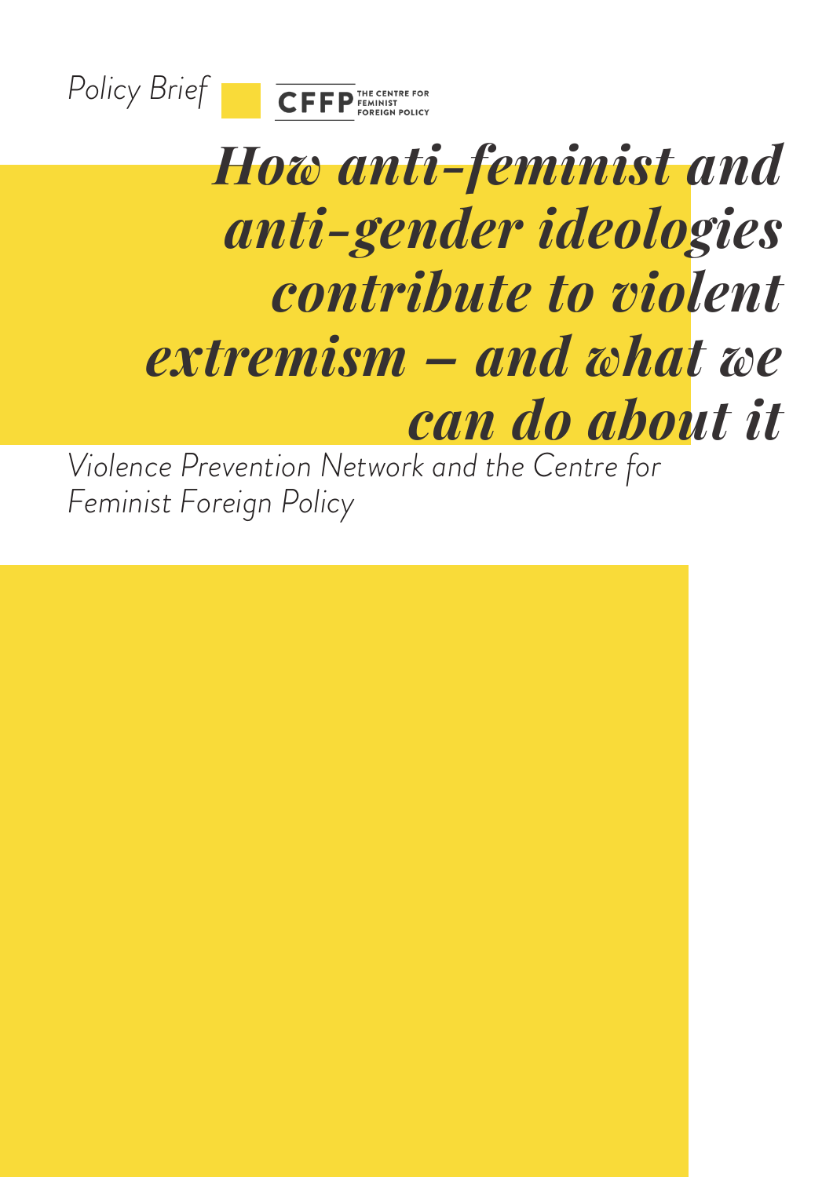Policy Brief

CFFP THE CENTRE FOR FEMINIST FOREIGN POLICY

# *How anti-feminist and anti-gender ideologies contribute to violent extremism – and what we can do about it*

*Violence Prevention Network and the Centre for Feminist Foreign Policy*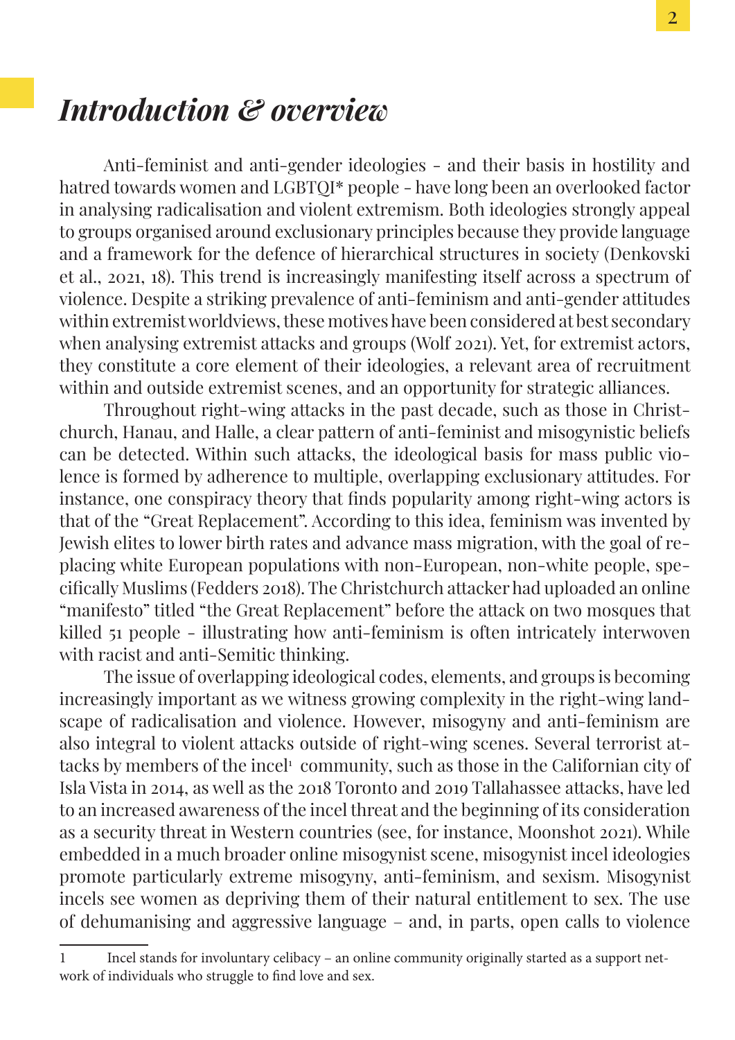# *Introduction & overview*

Anti-feminist and anti-gender ideologies - and their basis in hostility and hatred towards women and LGBTQI* people - have long been an overlooked factor in analysing radicalisation and violent extremism. Both ideologies strongly appeal to groups organised around exclusionary principles because they provide language and a framework for the defence of hierarchical structures in society (Denkovski et al., 2021, 18). This trend is increasingly manifesting itself across a spectrum of violence. Despite a striking prevalence of anti-feminism and anti-gender attitudes within extremist worldviews, these motives have been considered at best secondary when analysing extremist attacks and groups (Wolf 2021). Yet, for extremist actors, they constitute a core element of their ideologies, a relevant area of recruitment within and outside extremist scenes, and an opportunity for strategic alliances.

Throughout right-wing attacks in the past decade, such as those in Christchurch, Hanau, and Halle, a clear pattern of anti-feminist and misogynistic beliefs can be detected. Within such attacks, the ideological basis for mass public violence is formed by adherence to multiple, overlapping exclusionary attitudes. For instance, one conspiracy theory that finds popularity among right-wing actors is that of the "Great Replacement". According to this idea, feminism was invented by Jewish elites to lower birth rates and advance mass migration, with the goal of replacing white European populations with non-European, non-white people, specifically Muslims (Fedders 2018). The Christchurch attacker had uploaded an online "manifesto" titled "the Great Replacement" before the attack on two mosques that killed 51 people - illustrating how anti-feminism is often intricately interwoven with racist and anti-Semitic thinking.

The issue of overlapping ideological codes, elements, and groups is becoming increasingly important as we witness growing complexity in the right-wing landscape of radicalisation and violence. However, misogyny and anti-feminism are also integral to violent attacks outside of right-wing scenes. Several terrorist attacks by members of the incel[1] community, such as those in the Californian city of Isla Vista in 2014, as well as the 2018 Toronto and 2019 Tallahassee attacks, have led to an increased awareness of the incel threat and the beginning of its consideration as a security threat in Western countries (see, for instance, Moonshot 2021). While embedded in a much broader online misogynist scene, misogynist incel ideologies promote particularly extreme misogyny, anti-feminism, and sexism. Misogynist incels see women as depriving them of their natural entitlement to sex. The use of dehumanising and aggressive language – and, in parts, open calls to violence

---

1 Incel stands for involuntary celibacy – an online community originally started as a support network of individuals who struggle to find love and sex.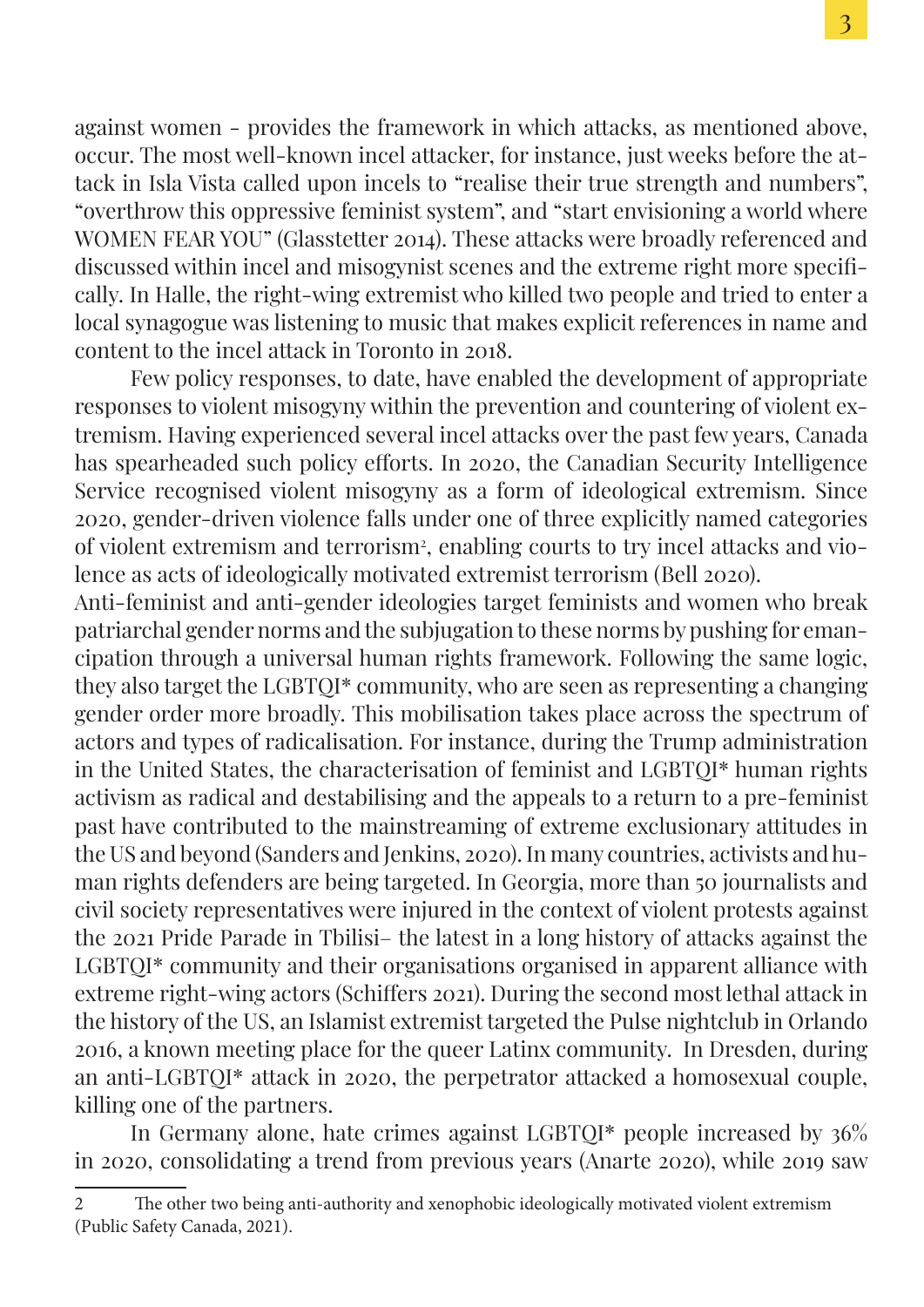against women - provides the framework in which attacks, as mentioned above, occur. The most well-known incel attacker, for instance, just weeks before the attack in Isla Vista called upon incels to "realise their true strength and numbers", "overthrow this oppressive feminist system", and "start envisioning a world where WOMEN FEAR YOU" (Glasstetter 2014). These attacks were broadly referenced and discussed within incel and misogynist scenes and the extreme right more specifically. In Halle, the right-wing extremist who killed two people and tried to enter a local synagogue was listening to music that makes explicit references in name and content to the incel attack in Toronto in 2018.

Few policy responses, to date, have enabled the development of appropriate responses to violent misogyny within the prevention and countering of violent extremism. Having experienced several incel attacks over the past few years, Canada has spearheaded such policy efforts. In 2020, the Canadian Security Intelligence Service recognised violent misogyny as a form of ideological extremism. Since 2020, gender-driven violence falls under one of three explicitly named categories of violent extremism and terrorism[2], enabling courts to try incel attacks and violence as acts of ideologically motivated extremist terrorism (Bell 2020).

Anti-feminist and anti-gender ideologies target feminists and women who break patriarchal gender norms and the subjugation to these norms by pushing for emancipation through a universal human rights framework. Following the same logic, they also target the LGBTQI* community, who are seen as representing a changing gender order more broadly. This mobilisation takes place across the spectrum of actors and types of radicalisation. For instance, during the Trump administration in the United States, the characterisation of feminist and LGBTQI* human rights activism as radical and destabilising and the appeals to a return to a pre-feminist past have contributed to the mainstreaming of extreme exclusionary attitudes in the US and beyond (Sanders and Jenkins, 2020). In many countries, activists and human rights defenders are being targeted. In Georgia, more than 50 journalists and civil society representatives were injured in the context of violent protests against the 2021 Pride Parade in Tbilisi– the latest in a long history of attacks against the LGBTQI* community and their organisations organised in apparent alliance with extreme right-wing actors (Schiffers 2021). During the second most lethal attack in the history of the US, an Islamist extremist targeted the Pulse nightclub in Orlando 2016, a known meeting place for the queer Latinx community. In Dresden, during an anti-LGBTQI* attack in 2020, the perpetrator attacked a homosexual couple, killing one of the partners.

In Germany alone, hate crimes against LGBTQI* people increased by 36% in 2020, consolidating a trend from previous years (Anarte 2020), while 2019 saw

---

2 The other two being anti-authority and xenophobic ideologically motivated violent extremism (Public Safety Canada, 2021).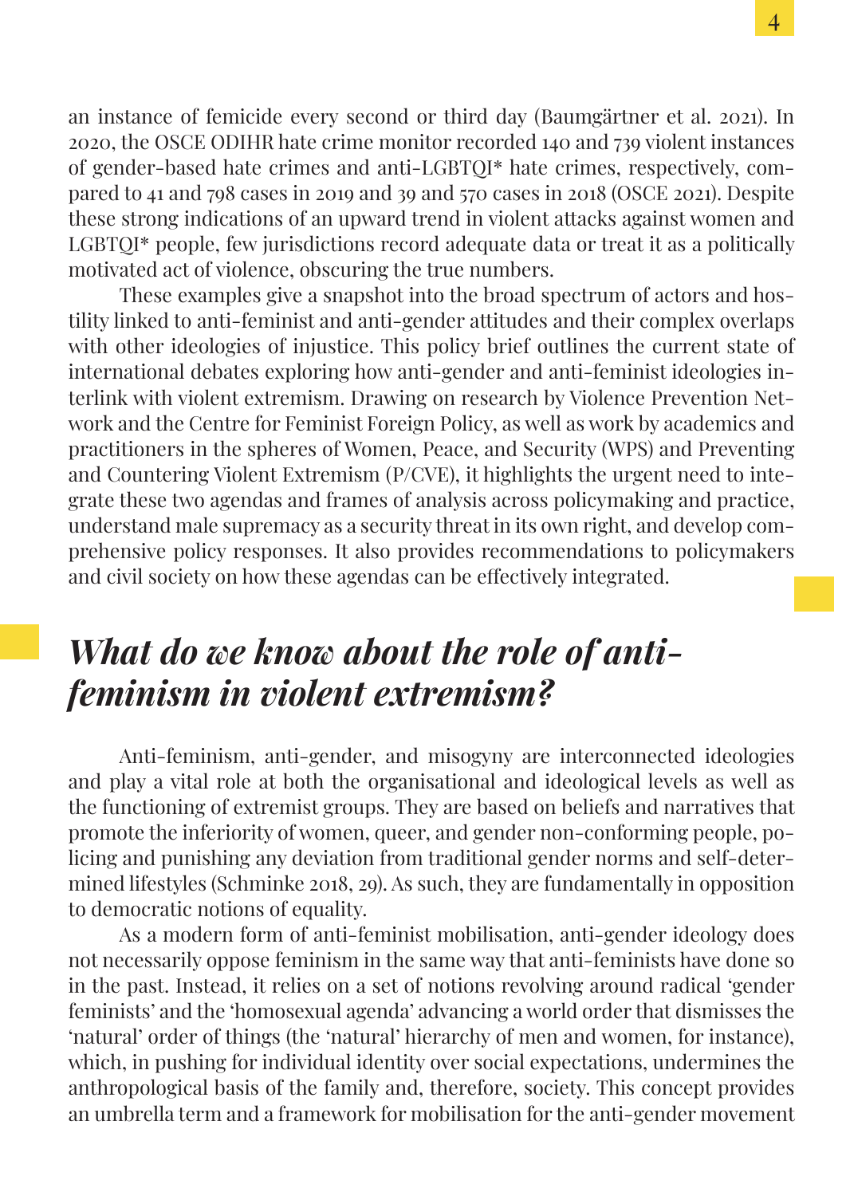an instance of femicide every second or third day (Baumgärtner et al. 2021). In 2020, the OSCE ODIHR hate crime monitor recorded 140 and 739 violent instances of gender-based hate crimes and anti-LGBTQI* hate crimes, respectively, compared to 41 and 798 cases in 2019 and 39 and 570 cases in 2018 (OSCE 2021). Despite these strong indications of an upward trend in violent attacks against women and LGBTQI* people, few jurisdictions record adequate data or treat it as a politically motivated act of violence, obscuring the true numbers.

These examples give a snapshot into the broad spectrum of actors and hostility linked to anti-feminist and anti-gender attitudes and their complex overlaps with other ideologies of injustice. This policy brief outlines the current state of international debates exploring how anti-gender and anti-feminist ideologies interlink with violent extremism. Drawing on research by Violence Prevention Network and the Centre for Feminist Foreign Policy, as well as work by academics and practitioners in the spheres of Women, Peace, and Security (WPS) and Preventing and Countering Violent Extremism (P/CVE), it highlights the urgent need to integrate these two agendas and frames of analysis across policymaking and practice, understand male supremacy as a security threat in its own right, and develop comprehensive policy responses. It also provides recommendations to policymakers and civil society on how these agendas can be effectively integrated.

## *What do we know about the role of anti-feminism in violent extremism?*

Anti-feminism, anti-gender, and misogyny are interconnected ideologies and play a vital role at both the organisational and ideological levels as well as the functioning of extremist groups. They are based on beliefs and narratives that promote the inferiority of women, queer, and gender non-conforming people, policing and punishing any deviation from traditional gender norms and self-determined lifestyles (Schminke 2018, 29). As such, they are fundamentally in opposition to democratic notions of equality.

As a modern form of anti-feminist mobilisation, anti-gender ideology does not necessarily oppose feminism in the same way that anti-feminists have done so in the past. Instead, it relies on a set of notions revolving around radical 'gender feminists' and the 'homosexual agenda' advancing a world order that dismisses the 'natural' order of things (the 'natural' hierarchy of men and women, for instance), which, in pushing for individual identity over social expectations, undermines the anthropological basis of the family and, therefore, society. This concept provides an umbrella term and a framework for mobilisation for the anti-gender movement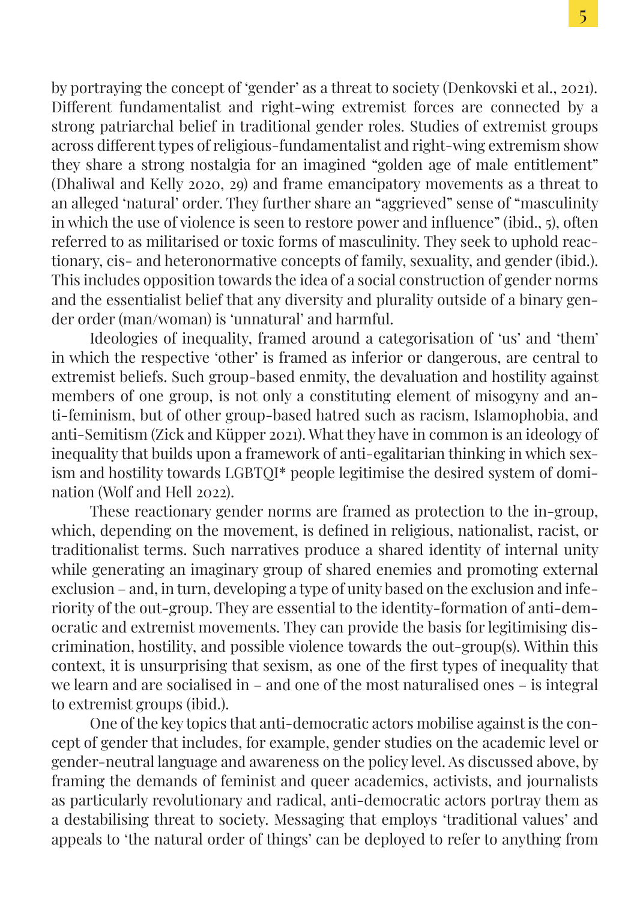by portraying the concept of 'gender' as a threat to society (Denkovski et al., 2021). Different fundamentalist and right-wing extremist forces are connected by a strong patriarchal belief in traditional gender roles. Studies of extremist groups across different types of religious-fundamentalist and right-wing extremism show they share a strong nostalgia for an imagined "golden age of male entitlement" (Dhaliwal and Kelly 2020, 29) and frame emancipatory movements as a threat to an alleged 'natural' order. They further share an "aggrieved" sense of "masculinity in which the use of violence is seen to restore power and influence" (ibid., 5), often referred to as militarised or toxic forms of masculinity. They seek to uphold reactionary, cis- and heteronormative concepts of family, sexuality, and gender (ibid.). This includes opposition towards the idea of a social construction of gender norms and the essentialist belief that any diversity and plurality outside of a binary gender order (man/woman) is 'unnatural' and harmful.

Ideologies of inequality, framed around a categorisation of 'us' and 'them' in which the respective 'other' is framed as inferior or dangerous, are central to extremist beliefs. Such group-based enmity, the devaluation and hostility against members of one group, is not only a constituting element of misogyny and anti-feminism, but of other group-based hatred such as racism, Islamophobia, and anti-Semitism (Zick and Küpper 2021). What they have in common is an ideology of inequality that builds upon a framework of anti-egalitarian thinking in which sexism and hostility towards LGBTQI* people legitimise the desired system of domination (Wolf and Hell 2022).

These reactionary gender norms are framed as protection to the in-group, which, depending on the movement, is defined in religious, nationalist, racist, or traditionalist terms. Such narratives produce a shared identity of internal unity while generating an imaginary group of shared enemies and promoting external exclusion – and, in turn, developing a type of unity based on the exclusion and inferiority of the out-group. They are essential to the identity-formation of anti-democratic and extremist movements. They can provide the basis for legitimising discrimination, hostility, and possible violence towards the out-group(s). Within this context, it is unsurprising that sexism, as one of the first types of inequality that we learn and are socialised in – and one of the most naturalised ones – is integral to extremist groups (ibid.).

One of the key topics that anti-democratic actors mobilise against is the concept of gender that includes, for example, gender studies on the academic level or gender-neutral language and awareness on the policy level. As discussed above, by framing the demands of feminist and queer academics, activists, and journalists as particularly revolutionary and radical, anti-democratic actors portray them as a destabilising threat to society. Messaging that employs 'traditional values' and appeals to 'the natural order of things' can be deployed to refer to anything from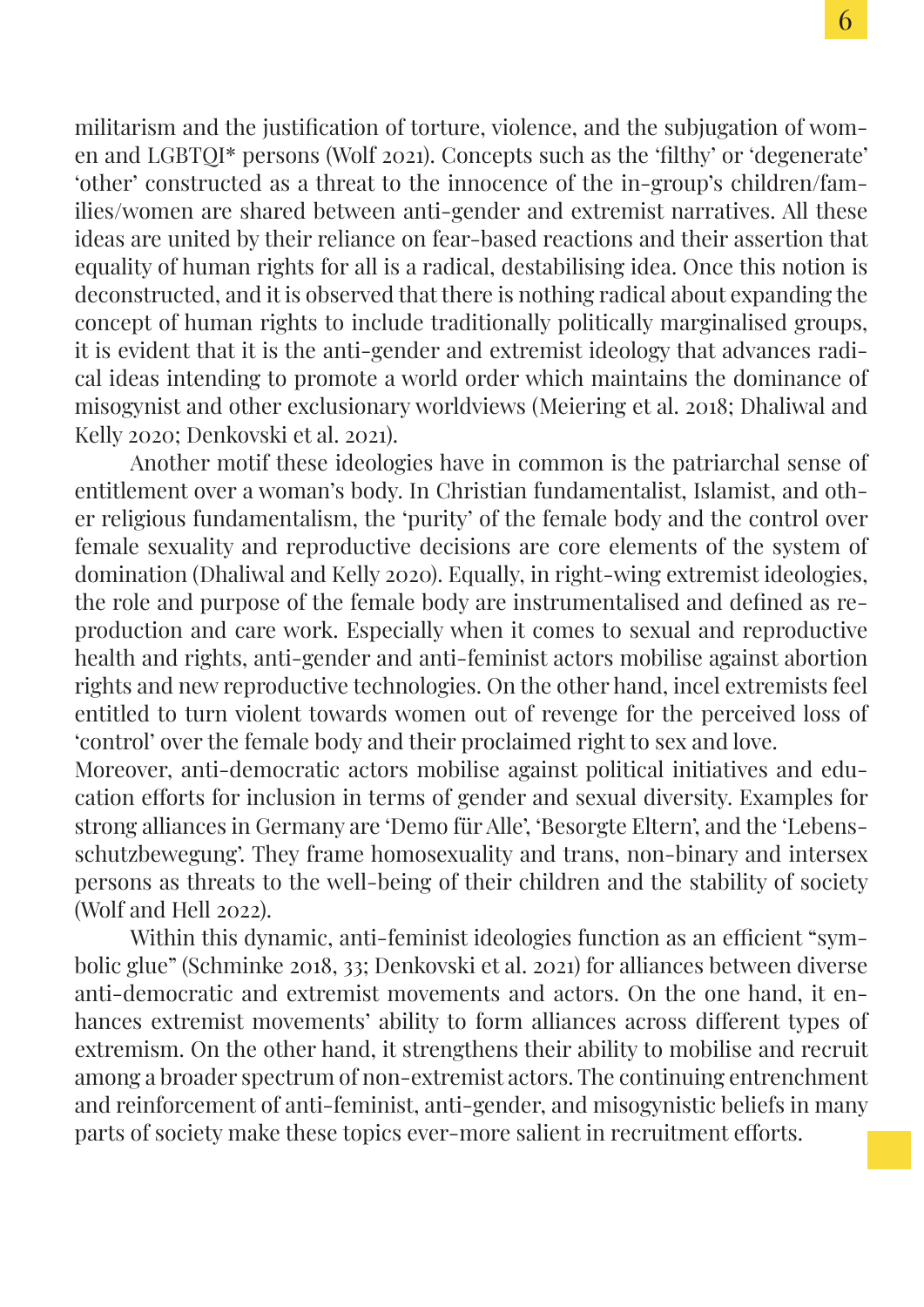militarism and the justification of torture, violence, and the subjugation of women and LGBTQI* persons (Wolf 2021). Concepts such as the 'filthy' or 'degenerate' 'other' constructed as a threat to the innocence of the in-group's children/families/women are shared between anti-gender and extremist narratives. All these ideas are united by their reliance on fear-based reactions and their assertion that equality of human rights for all is a radical, destabilising idea. Once this notion is deconstructed, and it is observed that there is nothing radical about expanding the concept of human rights to include traditionally politically marginalised groups, it is evident that it is the anti-gender and extremist ideology that advances radical ideas intending to promote a world order which maintains the dominance of misogynist and other exclusionary worldviews (Meiering et al. 2018; Dhaliwal and Kelly 2020; Denkovski et al. 2021).

Another motif these ideologies have in common is the patriarchal sense of entitlement over a woman's body. In Christian fundamentalist, Islamist, and other religious fundamentalism, the 'purity' of the female body and the control over female sexuality and reproductive decisions are core elements of the system of domination (Dhaliwal and Kelly 2020). Equally, in right-wing extremist ideologies, the role and purpose of the female body are instrumentalised and defined as reproduction and care work. Especially when it comes to sexual and reproductive health and rights, anti-gender and anti-feminist actors mobilise against abortion rights and new reproductive technologies. On the other hand, incel extremists feel entitled to turn violent towards women out of revenge for the perceived loss of 'control' over the female body and their proclaimed right to sex and love.
Moreover, anti-democratic actors mobilise against political initiatives and education efforts for inclusion in terms of gender and sexual diversity. Examples for strong alliances in Germany are 'Demo für Alle', 'Besorgte Eltern', and the 'Lebensschutzbewegung'. They frame homosexuality and trans, non-binary and intersex persons as threats to the well-being of their children and the stability of society (Wolf and Hell 2022).

Within this dynamic, anti-feminist ideologies function as an efficient "symbolic glue" (Schminke 2018, 33; Denkovski et al. 2021) for alliances between diverse anti-democratic and extremist movements and actors. On the one hand, it enhances extremist movements' ability to form alliances across different types of extremism. On the other hand, it strengthens their ability to mobilise and recruit among a broader spectrum of non-extremist actors. The continuing entrenchment and reinforcement of anti-feminist, anti-gender, and misogynistic beliefs in many parts of society make these topics ever-more salient in recruitment efforts.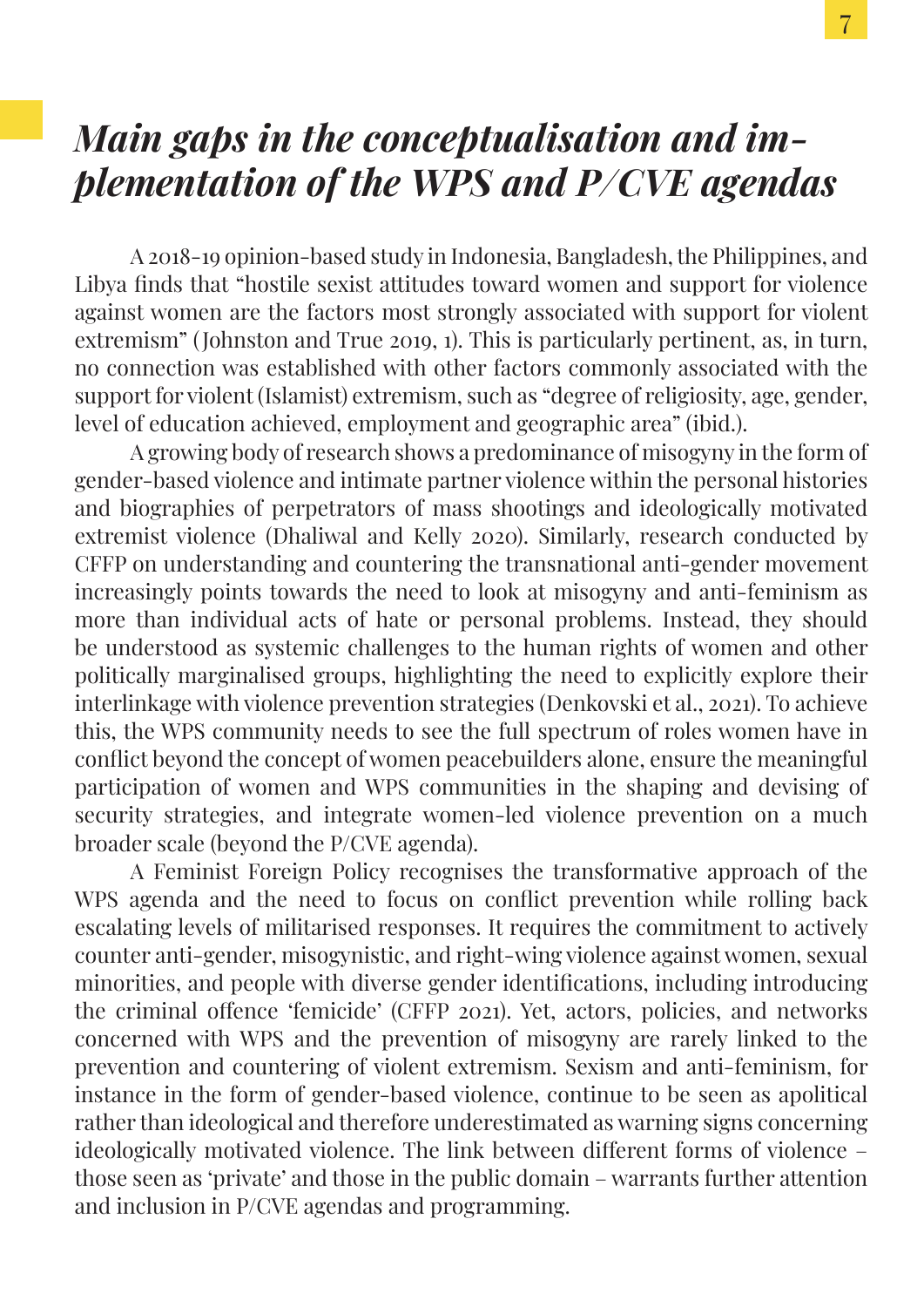# *Main gaps in the conceptualisation and implementation of the WPS and P/CVE agendas*

A 2018-19 opinion-based study in Indonesia, Bangladesh, the Philippines, and Libya finds that "hostile sexist attitudes toward women and support for violence against women are the factors most strongly associated with support for violent extremism" (Johnston and True 2019, 1). This is particularly pertinent, as, in turn, no connection was established with other factors commonly associated with the support for violent (Islamist) extremism, such as "degree of religiosity, age, gender, level of education achieved, employment and geographic area" (ibid.).

A growing body of research shows a predominance of misogyny in the form of gender-based violence and intimate partner violence within the personal histories and biographies of perpetrators of mass shootings and ideologically motivated extremist violence (Dhaliwal and Kelly 2020). Similarly, research conducted by CFFP on understanding and countering the transnational anti-gender movement increasingly points towards the need to look at misogyny and anti-feminism as more than individual acts of hate or personal problems. Instead, they should be understood as systemic challenges to the human rights of women and other politically marginalised groups, highlighting the need to explicitly explore their interlinkage with violence prevention strategies (Denkovski et al., 2021). To achieve this, the WPS community needs to see the full spectrum of roles women have in conflict beyond the concept of women peacebuilders alone, ensure the meaningful participation of women and WPS communities in the shaping and devising of security strategies, and integrate women-led violence prevention on a much broader scale (beyond the P/CVE agenda).

A Feminist Foreign Policy recognises the transformative approach of the WPS agenda and the need to focus on conflict prevention while rolling back escalating levels of militarised responses. It requires the commitment to actively counter anti-gender, misogynistic, and right-wing violence against women, sexual minorities, and people with diverse gender identifications, including introducing the criminal offence 'femicide' (CFFP 2021). Yet, actors, policies, and networks concerned with WPS and the prevention of misogyny are rarely linked to the prevention and countering of violent extremism. Sexism and anti-feminism, for instance in the form of gender-based violence, continue to be seen as apolitical rather than ideological and therefore underestimated as warning signs concerning ideologically motivated violence. The link between different forms of violence – those seen as 'private' and those in the public domain – warrants further attention and inclusion in P/CVE agendas and programming.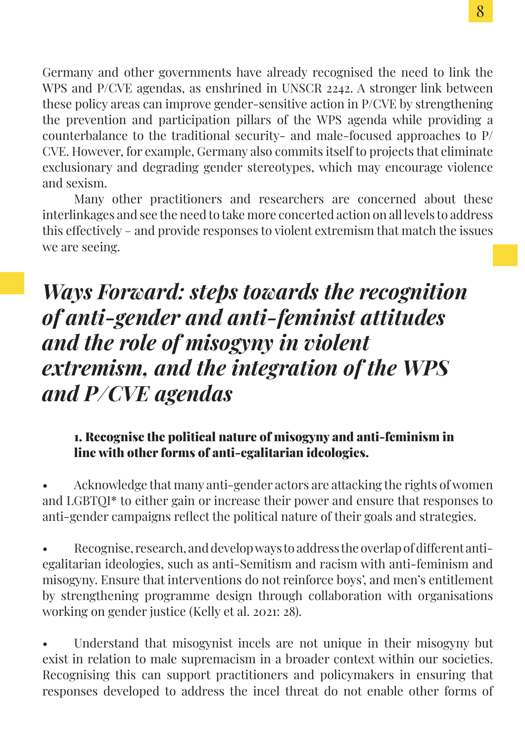Germany and other governments have already recognised the need to link the WPS and P/CVE agendas, as enshrined in UNSCR 2242. A stronger link between these policy areas can improve gender-sensitive action in P/CVE by strengthening the prevention and participation pillars of the WPS agenda while providing a counterbalance to the traditional security- and male-focused approaches to P/CVE. However, for example, Germany also commits itself to projects that eliminate exclusionary and degrading gender stereotypes, which may encourage violence and sexism.

Many other practitioners and researchers are concerned about these interlinkages and see the need to take more concerted action on all levels to address this effectively – and provide responses to violent extremism that match the issues we are seeing.

## *Ways Forward: steps towards the recognition of anti-gender and anti-feminist attitudes and the role of misogyny in violent extremism, and the integration of the WPS and P/CVE agendas*

### 1. Recognise the political nature of misogyny and anti-feminism in line with other forms of anti-egalitarian ideologies.

- Acknowledge that many anti-gender actors are attacking the rights of women and LGBTQI* to either gain or increase their power and ensure that responses to anti-gender campaigns reflect the political nature of their goals and strategies.

- Recognise, research, and develop ways to address the overlap of different anti-egalitarian ideologies, such as anti-Semitism and racism with anti-feminism and misogyny. Ensure that interventions do not reinforce boys', and men's entitlement by strengthening programme design through collaboration with organisations working on gender justice (Kelly et al. 2021: 28).

- Understand that misogynist incels are not unique in their misogyny but exist in relation to male supremacism in a broader context within our societies. Recognising this can support practitioners and policymakers in ensuring that responses developed to address the incel threat do not enable other forms of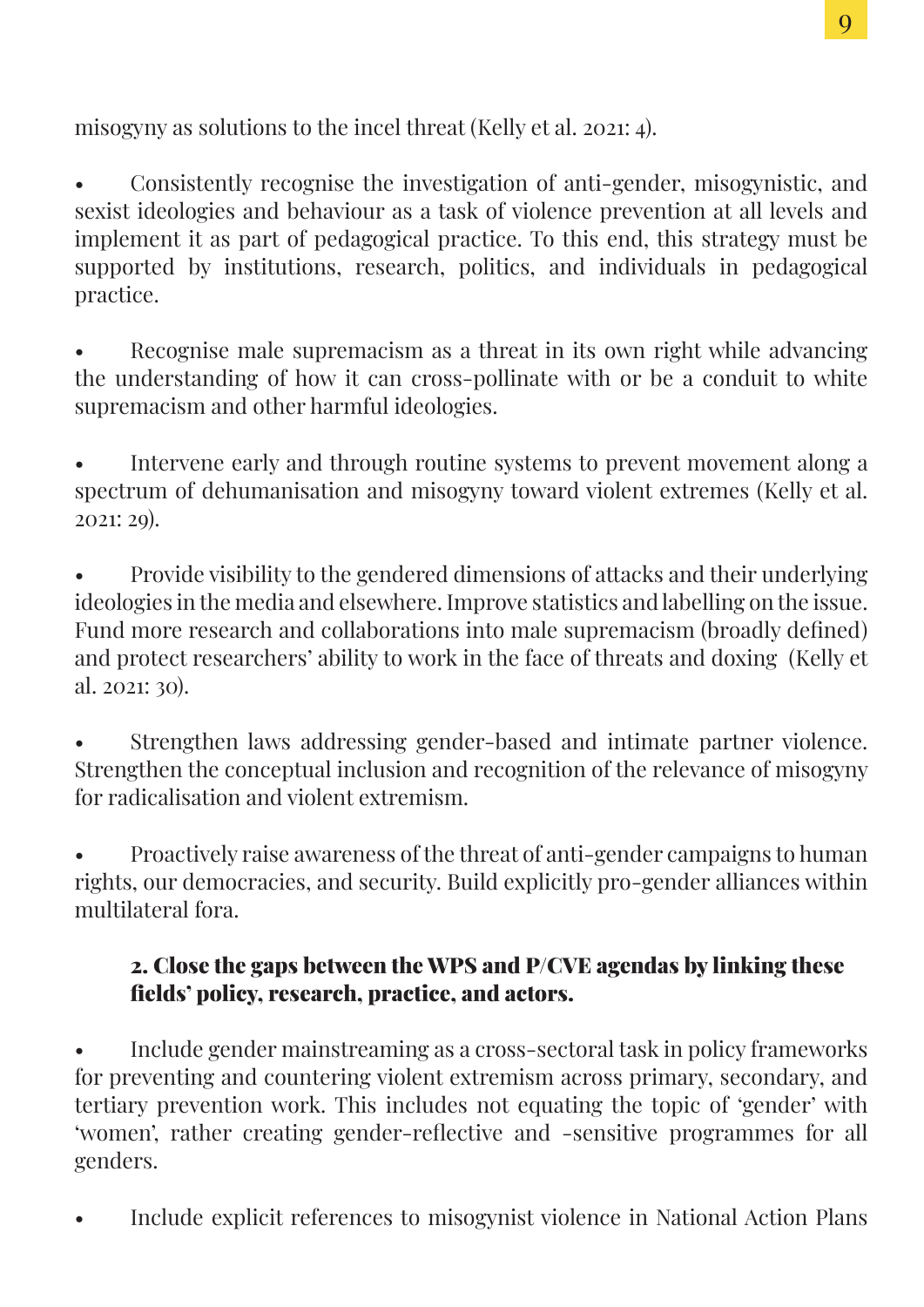misogyny as solutions to the incel threat (Kelly et al. 2021: 4).

- Consistently recognise the investigation of anti-gender, misogynistic, and sexist ideologies and behaviour as a task of violence prevention at all levels and implement it as part of pedagogical practice. To this end, this strategy must be supported by institutions, research, politics, and individuals in pedagogical practice.

- Recognise male supremacism as a threat in its own right while advancing the understanding of how it can cross-pollinate with or be a conduit to white supremacism and other harmful ideologies.

- Intervene early and through routine systems to prevent movement along a spectrum of dehumanisation and misogyny toward violent extremes (Kelly et al. 2021: 29).

- Provide visibility to the gendered dimensions of attacks and their underlying ideologies in the media and elsewhere. Improve statistics and labelling on the issue. Fund more research and collaborations into male supremacism (broadly defined) and protect researchers' ability to work in the face of threats and doxing (Kelly et al. 2021: 30).

- Strengthen laws addressing gender-based and intimate partner violence. Strengthen the conceptual inclusion and recognition of the relevance of misogyny for radicalisation and violent extremism.

- Proactively raise awareness of the threat of anti-gender campaigns to human rights, our democracies, and security. Build explicitly pro-gender alliances within multilateral fora.

**2. Close the gaps between the WPS and P/CVE agendas by linking these fields' policy, research, practice, and actors.**

- Include gender mainstreaming as a cross-sectoral task in policy frameworks for preventing and countering violent extremism across primary, secondary, and tertiary prevention work. This includes not equating the topic of 'gender' with 'women', rather creating gender-reflective and -sensitive programmes for all genders.

- Include explicit references to misogynist violence in National Action Plans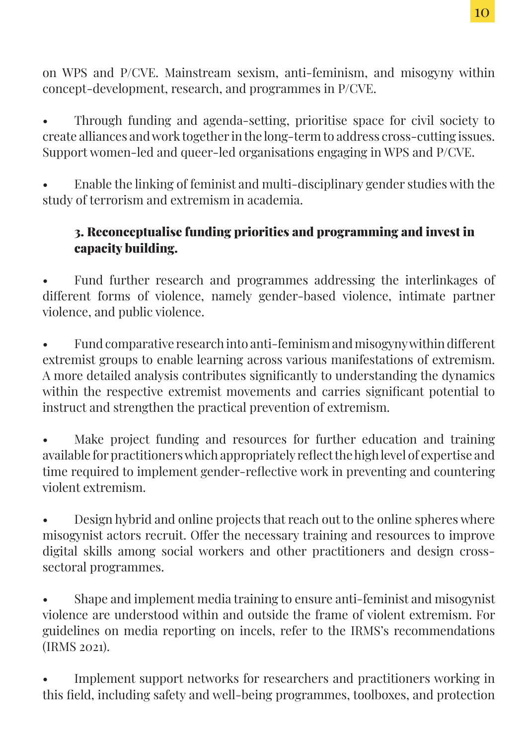on WPS and P/CVE. Mainstream sexism, anti-feminism, and misogyny within concept-development, research, and programmes in P/CVE.

- Through funding and agenda-setting, prioritise space for civil society to create alliances and work together in the long-term to address cross-cutting issues. Support women-led and queer-led organisations engaging in WPS and P/CVE.

- Enable the linking of feminist and multi-disciplinary gender studies with the study of terrorism and extremism in academia.

### 3. Reconceptualise funding priorities and programming and invest in capacity building.

- Fund further research and programmes addressing the interlinkages of different forms of violence, namely gender-based violence, intimate partner violence, and public violence.

- Fund comparative research into anti-feminism and misogyny within different extremist groups to enable learning across various manifestations of extremism. A more detailed analysis contributes significantly to understanding the dynamics within the respective extremist movements and carries significant potential to instruct and strengthen the practical prevention of extremism.

- Make project funding and resources for further education and training available for practitioners which appropriately reflect the high level of expertise and time required to implement gender-reflective work in preventing and countering violent extremism.

- Design hybrid and online projects that reach out to the online spheres where misogynist actors recruit. Offer the necessary training and resources to improve digital skills among social workers and other practitioners and design cross-sectoral programmes.

- Shape and implement media training to ensure anti-feminist and misogynist violence are understood within and outside the frame of violent extremism. For guidelines on media reporting on incels, refer to the IRMS's recommendations (IRMS 2021).

- Implement support networks for researchers and practitioners working in this field, including safety and well-being programmes, toolboxes, and protection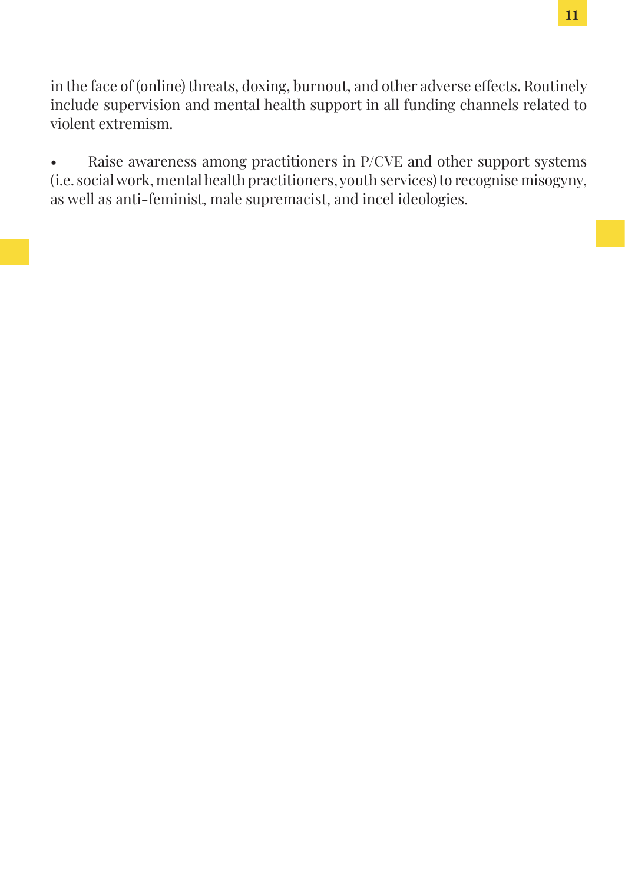in the face of (online) threats, doxing, burnout, and other adverse effects. Routinely include supervision and mental health support in all funding channels related to violent extremism.

- Raise awareness among practitioners in P/CVE and other support systems (i.e. social work, mental health practitioners, youth services) to recognise misogyny, as well as anti-feminist, male supremacist, and incel ideologies.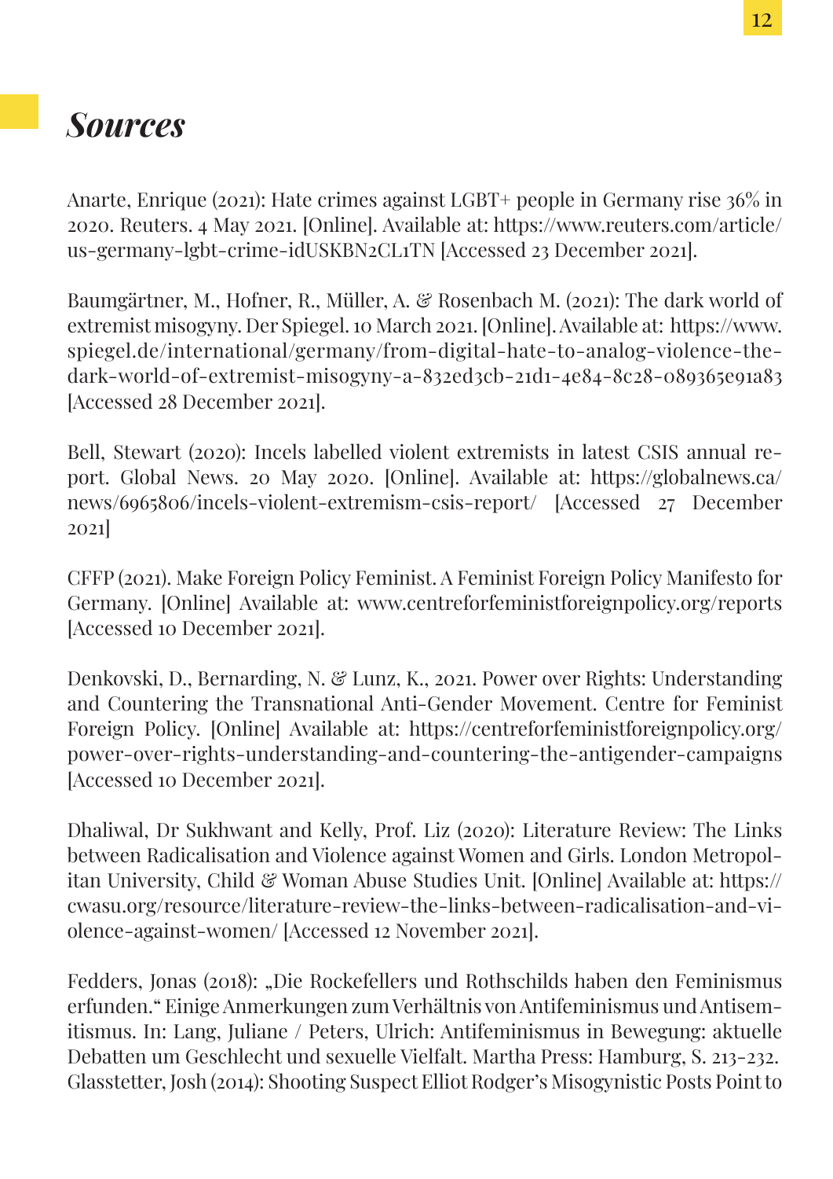# *Sources*

Anarte, Enrique (2021): Hate crimes against LGBT+ people in Germany rise 36% in 2020. Reuters. 4 May 2021. [Online]. Available at: https://www.reuters.com/article/us-germany-lgbt-crime-idUSKBN2CL1TN [Accessed 23 December 2021].

Baumgärtner, M., Hofner, R., Müller, A. & Rosenbach M. (2021): The dark world of extremist misogyny. Der Spiegel. 10 March 2021. [Online]. Available at: https://www.spiegel.de/international/germany/from-digital-hate-to-analog-violence-the-dark-world-of-extremist-misogyny-a-832ed3cb-21d1-4e84-8c28-089365e91a83 [Accessed 28 December 2021].

Bell, Stewart (2020): Incels labelled violent extremists in latest CSIS annual report. Global News. 20 May 2020. [Online]. Available at: https://globalnews.ca/news/6965806/incels-violent-extremism-csis-report/ [Accessed 27 December 2021]

CFFP (2021). Make Foreign Policy Feminist. A Feminist Foreign Policy Manifesto for Germany. [Online] Available at: www.centreforfeministforeignpolicy.org/reports [Accessed 10 December 2021].

Denkovski, D., Bernarding, N. & Lunz, K., 2021. Power over Rights: Understanding and Countering the Transnational Anti-Gender Movement. Centre for Feminist Foreign Policy. [Online] Available at: https://centreforfeministforeignpolicy.org/power-over-rights-understanding-and-countering-the-antigender-campaigns [Accessed 10 December 2021].

Dhaliwal, Dr Sukhwant and Kelly, Prof. Liz (2020): Literature Review: The Links between Radicalisation and Violence against Women and Girls. London Metropolitan University, Child & Woman Abuse Studies Unit. [Online] Available at: https://cwasu.org/resource/literature-review-the-links-between-radicalisation-and-violence-against-women/ [Accessed 12 November 2021].

Fedders, Jonas (2018): „Die Rockefellers und Rothschilds haben den Feminismus erfunden." Einige Anmerkungen zum Verhältnis von Antifeminismus und Antisemitismus. In: Lang, Juliane / Peters, Ulrich: Antifeminismus in Bewegung: aktuelle Debatten um Geschlecht und sexuelle Vielfalt. Martha Press: Hamburg, S. 213-232.
Glasstetter, Josh (2014): Shooting Suspect Elliot Rodger's Misogynistic Posts Point to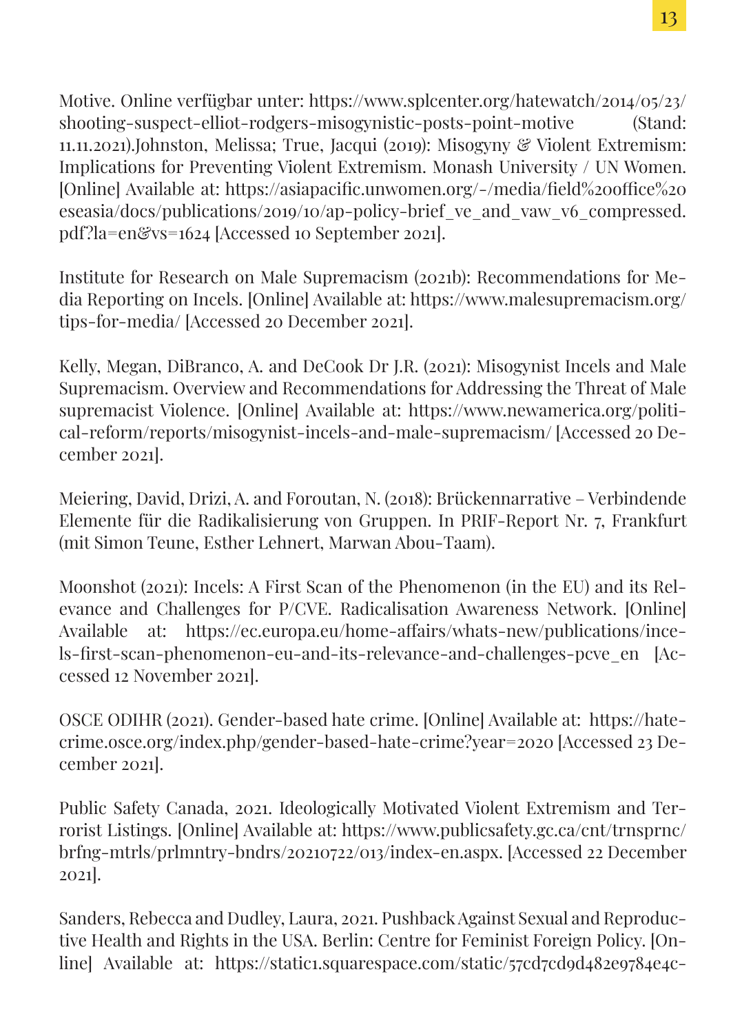Motive. Online verfügbar unter: https://www.splcenter.org/hatewatch/2014/05/23/shooting-suspect-elliot-rodgers-misogynistic-posts-point-motive (Stand: 11.11.2021).Johnston, Melissa; True, Jacqui (2019): Misogyny & Violent Extremism: Implications for Preventing Violent Extremism. Monash University / UN Women. [Online] Available at: https://asiapacific.unwomen.org/-/media/field%20office%20eseasia/docs/publications/2019/10/ap-policy-brief_ve_and_vaw_v6_compressed.pdf?la=en&vs=1624 [Accessed 10 September 2021].

Institute for Research on Male Supremacism (2021b): Recommendations for Media Reporting on Incels. [Online] Available at: https://www.malesupremacism.org/tips-for-media/ [Accessed 20 December 2021].

Kelly, Megan, DiBranco, A. and DeCook Dr J.R. (2021): Misogynist Incels and Male Supremacism. Overview and Recommendations for Addressing the Threat of Male supremacist Violence. [Online] Available at: https://www.newamerica.org/political-reform/reports/misogynist-incels-and-male-supremacism/ [Accessed 20 December 2021].

Meiering, David, Drizi, A. and Foroutan, N. (2018): Brückennarrative – Verbindende Elemente für die Radikalisierung von Gruppen. In PRIF-Report Nr. 7, Frankfurt (mit Simon Teune, Esther Lehnert, Marwan Abou-Taam).

Moonshot (2021): Incels: A First Scan of the Phenomenon (in the EU) and its Relevance and Challenges for P/CVE. Radicalisation Awareness Network. [Online] Available at: https://ec.europa.eu/home-affairs/whats-new/publications/incels-first-scan-phenomenon-eu-and-its-relevance-and-challenges-pcve_en [Accessed 12 November 2021].

OSCE ODIHR (2021). Gender-based hate crime. [Online] Available at: https://hatecrime.osce.org/index.php/gender-based-hate-crime?year=2020 [Accessed 23 December 2021].

Public Safety Canada, 2021. Ideologically Motivated Violent Extremism and Terrorist Listings. [Online] Available at: https://www.publicsafety.gc.ca/cnt/trnsprnc/brfng-mtrls/prlmntry-bndrs/20210722/013/index-en.aspx. [Accessed 22 December 2021].

Sanders, Rebecca and Dudley, Laura, 2021. Pushback Against Sexual and Reproductive Health and Rights in the USA. Berlin: Centre for Feminist Foreign Policy. [Online] Available at: https://static1.squarespace.com/static/57cd7cd9d482e9784e4c-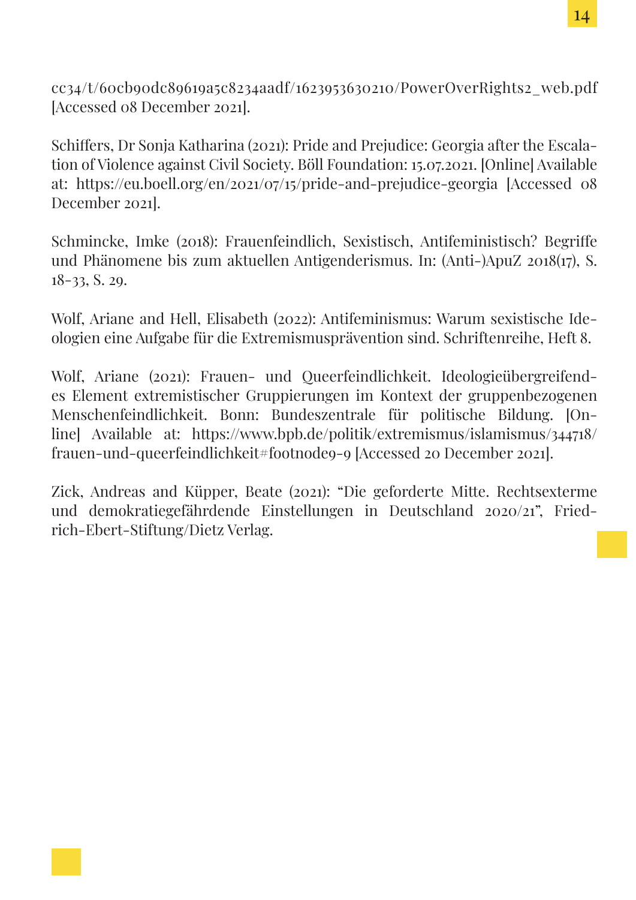cc34/t/60cb90dc89619a5c8234aadf/1623953630210/PowerOverRights2_web.pdf [Accessed 08 December 2021].

Schiffers, Dr Sonja Katharina (2021): Pride and Prejudice: Georgia after the Escalation of Violence against Civil Society. Böll Foundation: 15.07.2021. [Online] Available at: https://eu.boell.org/en/2021/07/15/pride-and-prejudice-georgia [Accessed 08 December 2021].

Schmincke, Imke (2018): Frauenfeindlich, Sexistisch, Antifeminististisch? Begriffe und Phänomene bis zum aktuellen Antigenderismus. In: (Anti-)ApuZ 2018(17), S. 18-33, S. 29.

Wolf, Ariane and Hell, Elisabeth (2022): Antifeminismus: Warum sexistische Ideologien eine Aufgabe für die Extremismusprävention sind. Schriftenreihe, Heft 8.

Wolf, Ariane (2021): Frauen- und Queerfeindlichkeit. Ideologieübergreifendes Element extremistischer Gruppierungen im Kontext der gruppenbezogenen Menschenfeindlichkeit. Bonn: Bundeszentrale für politische Bildung. [Online] Available at: https://www.bpb.de/politik/extremismus/islamismus/344718/frauen-und-queerfeindlichkeit#footnode9-9 [Accessed 20 December 2021].

Zick, Andreas and Küpper, Beate (2021): "Die geforderte Mitte. Rechtsexterme und demokratiegefährdende Einstellungen in Deutschland 2020/21", Friedrich-Ebert-Stiftung/Dietz Verlag.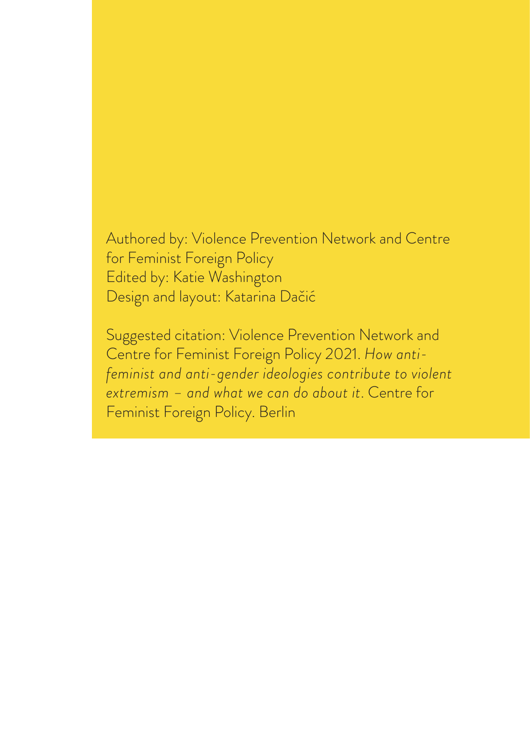Authored by: Violence Prevention Network and Centre for Feminist Foreign Policy
Edited by: Katie Washington
Design and layout: Katarina Dačić

Suggested citation: Violence Prevention Network and Centre for Feminist Foreign Policy 2021. *How anti-feminist and anti-gender ideologies contribute to violent extremism – and what we can do about it*. Centre for Feminist Foreign Policy. Berlin